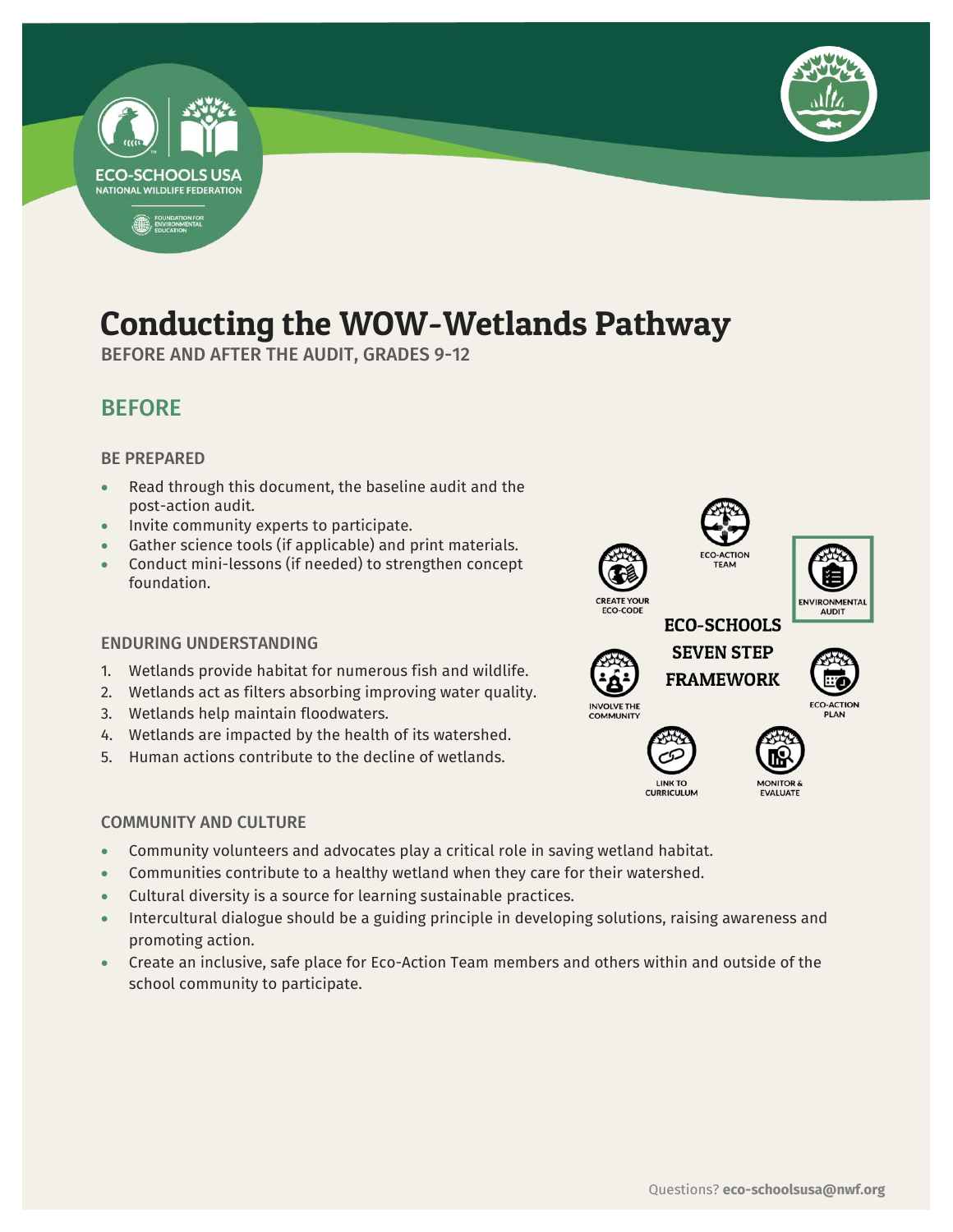# Conducting the WOW-Wetlands Pathway

BEFORE AND AFTER THE AUDIT, GRADES 9-12

## BEFORE

### BE PREPARED

- Read through this document, the baseline audit and the post-action audit.
- Invite community experts to participate.
- Gather science tools (if applicable) and print materials.
- Conduct mini-lessons (if needed) to strengthen concept foundation.

### ENDURING UNDERSTANDING

1. Wetlands provide habitat for numerous fish and wildlife.
2. Wetlands act as filters absorbing improving water quality.
3. Wetlands help maintain floodwaters.
4. Wetlands are impacted by the health of its watershed.
5. Human actions contribute to the decline of wetlands.

**ECO-SCHOOLS SEVEN STEP FRAMEWORK**

- ECO-ACTION TEAM
- ENVIRONMENTAL AUDIT
- ECO-ACTION PLAN
- MONITOR & EVALUATE
- LINK TO CURRICULUM
- INVOLVE THE COMMUNITY
- CREATE YOUR ECO-CODE

### COMMUNITY AND CULTURE

- Community volunteers and advocates play a critical role in saving wetland habitat.
- Communities contribute to a healthy wetland when they care for their watershed.
- Cultural diversity is a source for learning sustainable practices.
- Intercultural dialogue should be a guiding principle in developing solutions, raising awareness and promoting action.
- Create an inclusive, safe place for Eco-Action Team members and others within and outside of the school community to participate.

Questions? **eco-schoolsusa@nwf.org**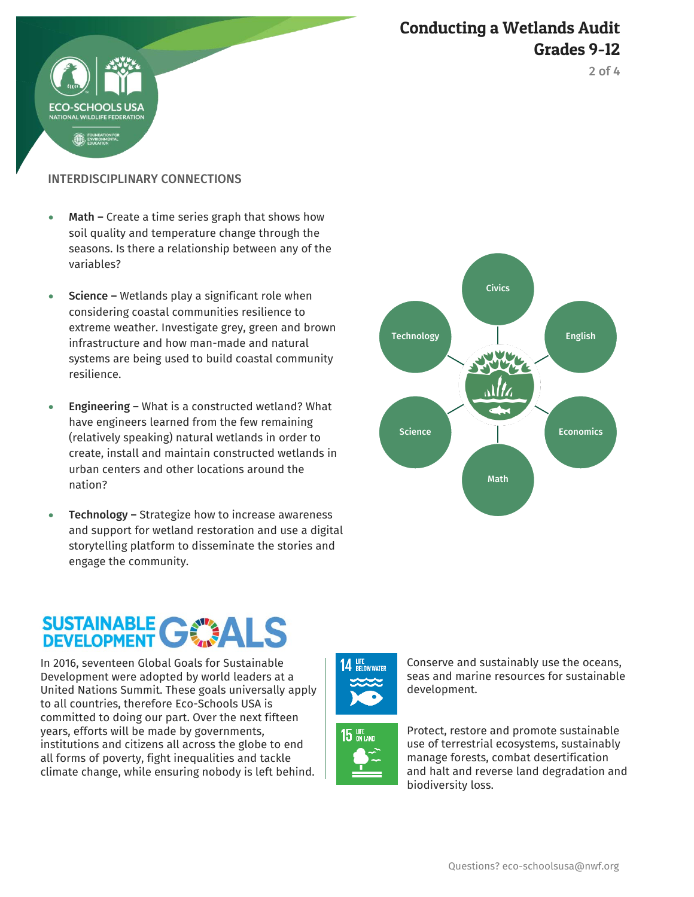## INTERDISCIPLINARY CONNECTIONS

- **Math –** Create a time series graph that shows how soil quality and temperature change through the seasons. Is there a relationship between any of the variables?
- **Science –** Wetlands play a significant role when considering coastal communities resilience to extreme weather. Investigate grey, green and brown infrastructure and how man-made and natural systems are being used to build coastal community resilience.
- **Engineering –** What is a constructed wetland? What have engineers learned from the few remaining (relatively speaking) natural wetlands in order to create, install and maintain constructed wetlands in urban centers and other locations around the nation?
- **Technology –** Strategize how to increase awareness and support for wetland restoration and use a digital storytelling platform to disseminate the stories and engage the community.

Civics · English · Economics · Math · Science · Technology

## SUSTAINABLE DEVELOPMENT GOALS

In 2016, seventeen Global Goals for Sustainable Development were adopted by world leaders at a United Nations Summit. These goals universally apply to all countries, therefore Eco-Schools USA is committed to doing our part. Over the next fifteen years, efforts will be made by governments, institutions and citizens all across the globe to end all forms of poverty, fight inequalities and tackle climate change, while ensuring nobody is left behind.

**14 LIFE BELOW WATER** – Conserve and sustainably use the oceans, seas and marine resources for sustainable development.

**15 LIFE ON LAND** – Protect, restore and promote sustainable use of terrestrial ecosystems, sustainably manage forests, combat desertification and halt and reverse land degradation and biodiversity loss.

Questions? eco-schoolsusa@nwf.org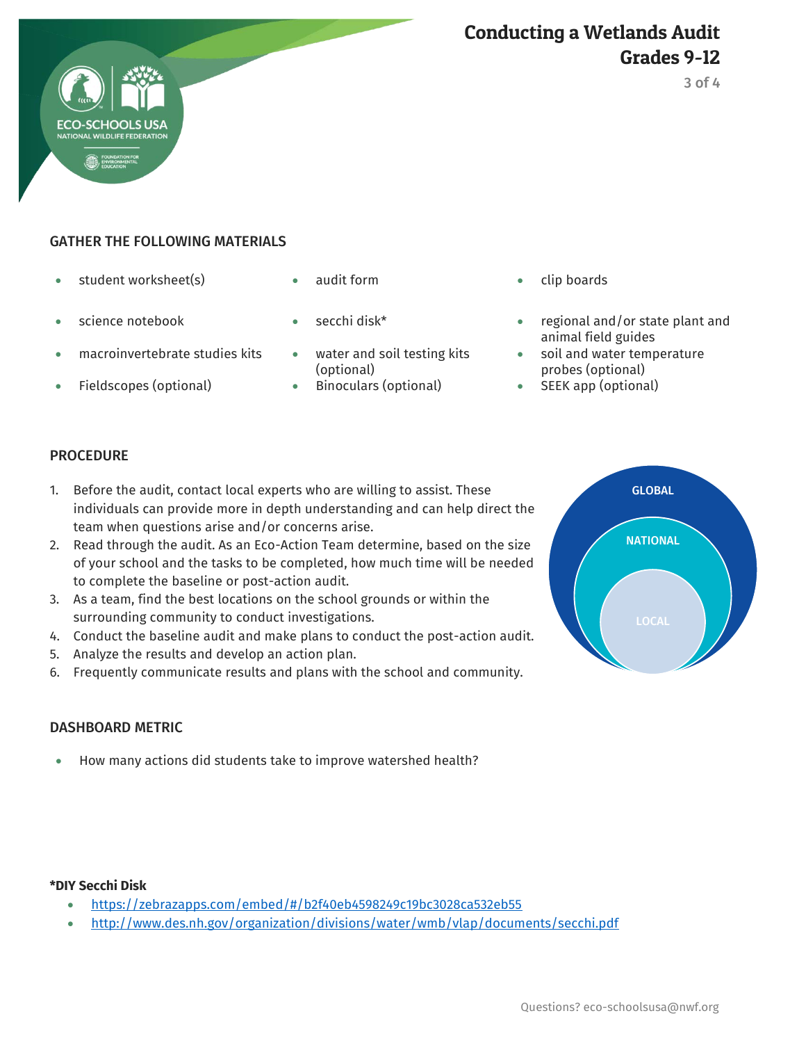## GATHER THE FOLLOWING MATERIALS

- student worksheet(s)
- science notebook
- macroinvertebrate studies kits
- Fieldscopes (optional)
- audit form
- secchi disk*
- water and soil testing kits (optional)
- Binoculars (optional)
- clip boards
- regional and/or state plant and animal field guides
- soil and water temperature probes (optional)
- SEEK app (optional)

## PROCEDURE

1. Before the audit, contact local experts who are willing to assist. These individuals can provide more in depth understanding and can help direct the team when questions arise and/or concerns arise.
2. Read through the audit. As an Eco-Action Team determine, based on the size of your school and the tasks to be completed, how much time will be needed to complete the baseline or post-action audit.
3. As a team, find the best locations on the school grounds or within the surrounding community to conduct investigations.
4. Conduct the baseline audit and make plans to conduct the post-action audit.
5. Analyze the results and develop an action plan.
6. Frequently communicate results and plans with the school and community.

GLOBAL

NATIONAL

LOCAL

## DASHBOARD METRIC

- How many actions did students take to improve watershed health?

**\*DIY Secchi Disk**

- https://zebrazapps.com/embed/#/b2f40eb4598249c19bc3028ca532eb55
- http://www.des.nh.gov/organization/divisions/water/wmb/vlap/documents/secchi.pdf

Questions? eco-schoolsusa@nwf.org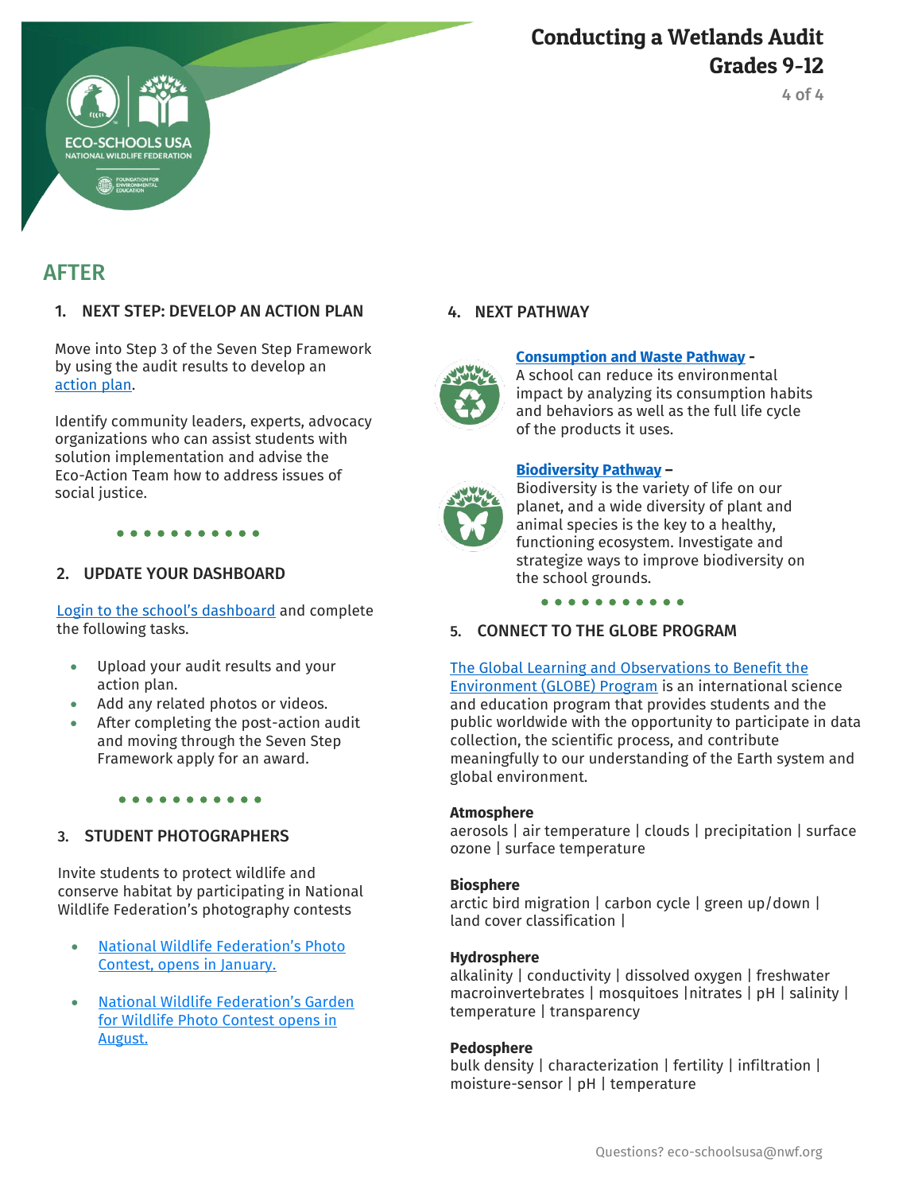# Conducting a Wetlands Audit
## Grades 9-12

## AFTER

### 1. NEXT STEP: DEVELOP AN ACTION PLAN

Move into Step 3 of the Seven Step Framework by using the audit results to develop an action plan.

Identify community leaders, experts, advocacy organizations who can assist students with solution implementation and advise the Eco-Action Team how to address issues of social justice.

### 2. UPDATE YOUR DASHBOARD

Login to the school's dashboard and complete the following tasks.

- Upload your audit results and your action plan.
- Add any related photos or videos.
- After completing the post-action audit and moving through the Seven Step Framework apply for an award.

### 3. STUDENT PHOTOGRAPHERS

Invite students to protect wildlife and conserve habitat by participating in National Wildlife Federation's photography contests

- National Wildlife Federation's Photo Contest, opens in January.
- National Wildlife Federation's Garden for Wildlife Photo Contest opens in August.

### 4. NEXT PATHWAY

**Consumption and Waste Pathway** - A school can reduce its environmental impact by analyzing its consumption habits and behaviors as well as the full life cycle of the products it uses.

**Biodiversity Pathway** – Biodiversity is the variety of life on our planet, and a wide diversity of plant and animal species is the key to a healthy, functioning ecosystem. Investigate and strategize ways to improve biodiversity on the school grounds.

### 5. CONNECT TO THE GLOBE PROGRAM

The Global Learning and Observations to Benefit the Environment (GLOBE) Program is an international science and education program that provides students and the public worldwide with the opportunity to participate in data collection, the scientific process, and contribute meaningfully to our understanding of the Earth system and global environment.

**Atmosphere**
aerosols | air temperature | clouds | precipitation | surface ozone | surface temperature

**Biosphere**
arctic bird migration | carbon cycle | green up/down | land cover classification |

**Hydrosphere**
alkalinity | conductivity | dissolved oxygen | freshwater macroinvertebrates | mosquitoes |nitrates | pH | salinity | temperature | transparency

**Pedosphere**
bulk density | characterization | fertility | infiltration | moisture-sensor | pH | temperature

Questions? eco-schoolsusa@nwf.org